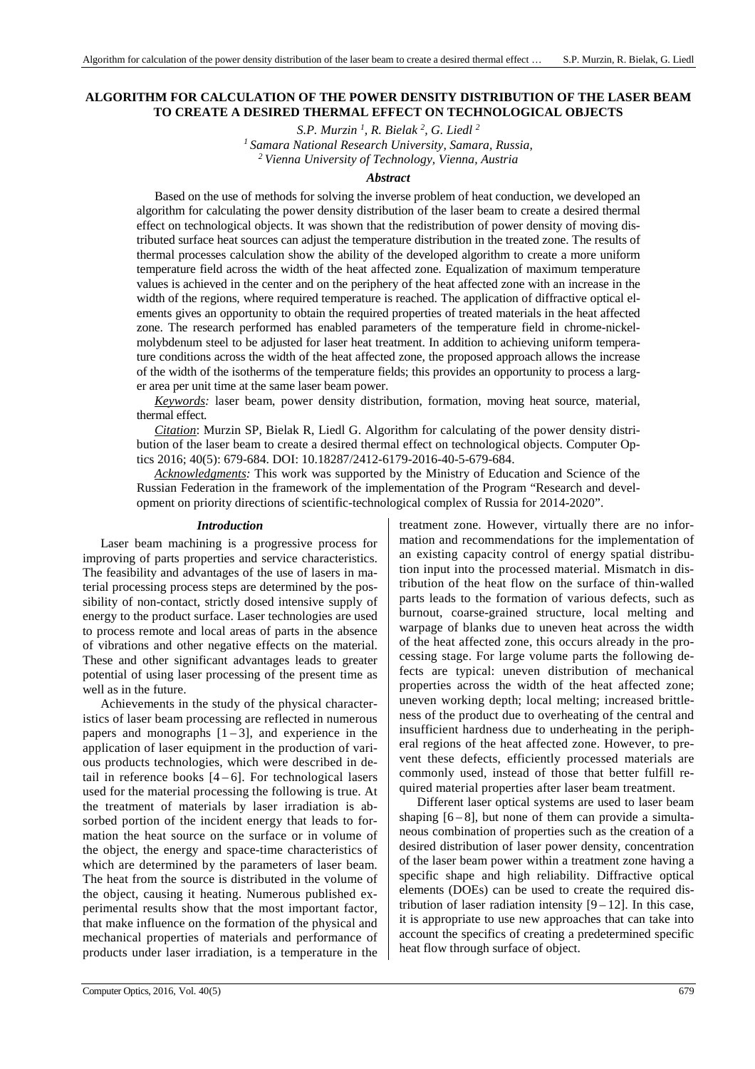# ALGORITHM FOR CALCULATION OF THE POWER DENSITY DISTRIBUTION OF THE LASER BEAM TO CREATE A DESIRED THERMAL EFFECT ON TECHNOLOGICAL OBJECTS

*S.P. Murzin [1], R. Bielak [2], G. Liedl [2]*

*[1] Samara National Research University, Samara, Russia,*
*[2] Vienna University of Technology, Vienna, Austria*

### *Abstract*

Based on the use of methods for solving the inverse problem of heat conduction, we developed an algorithm for calculating the power density distribution of the laser beam to create a desired thermal effect on technological objects. It was shown that the redistribution of power density of moving distributed surface heat sources can adjust the temperature distribution in the treated zone. The results of thermal processes calculation show the ability of the developed algorithm to create a more uniform temperature field across the width of the heat affected zone. Equalization of maximum temperature values is achieved in the center and on the periphery of the heat affected zone with an increase in the width of the regions, where required temperature is reached. The application of diffractive optical elements gives an opportunity to obtain the required properties of treated materials in the heat affected zone. The research performed has enabled parameters of the temperature field in chrome-nickel-molybdenum steel to be adjusted for laser heat treatment. In addition to achieving uniform temperature conditions across the width of the heat affected zone, the proposed approach allows the increase of the width of the isotherms of the temperature fields; this provides an opportunity to process a larger area per unit time at the same laser beam power.

*Keywords:* laser beam, power density distribution, formation, moving heat source, material, thermal effect.

*Citation*: Murzin SP, Bielak R, Liedl G. Algorithm for calculating of the power density distribution of the laser beam to create a desired thermal effect on technological objects. Computer Optics 2016; 40(5): 679-684. DOI: 10.18287/2412-6179-2016-40-5-679-684.

*Acknowledgments:* This work was supported by the Ministry of Education and Science of the Russian Federation in the framework of the implementation of the Program "Research and development on priority directions of scientific-technological complex of Russia for 2014-2020".

### *Introduction*

Laser beam machining is a progressive process for improving of parts properties and service characteristics. The feasibility and advantages of the use of lasers in material processing process steps are determined by the possibility of non-contact, strictly dosed intensive supply of energy to the product surface. Laser technologies are used to process remote and local areas of parts in the absence of vibrations and other negative effects on the material. These and other significant advantages leads to greater potential of using laser processing of the present time as well as in the future.

Achievements in the study of the physical characteristics of laser beam processing are reflected in numerous papers and monographs [1 – 3], and experience in the application of laser equipment in the production of various products technologies, which were described in detail in reference books [4 – 6]. For technological lasers used for the material processing the following is true. At the treatment of materials by laser irradiation is absorbed portion of the incident energy that leads to formation the heat source on the surface or in volume of the object, the energy and space-time characteristics of which are determined by the parameters of laser beam. The heat from the source is distributed in the volume of the object, causing it heating. Numerous published experimental results show that the most important factor, that make influence on the formation of the physical and mechanical properties of materials and performance of products under laser irradiation, is a temperature in the treatment zone. However, virtually there are no information and recommendations for the implementation of an existing capacity control of energy spatial distribution input into the processed material. Mismatch in distribution of the heat flow on the surface of thin-walled parts leads to the formation of various defects, such as burnout, coarse-grained structure, local melting and warpage of blanks due to uneven heat across the width of the heat affected zone, this occurs already in the processing stage. For large volume parts the following defects are typical: uneven distribution of mechanical properties across the width of the heat affected zone; uneven working depth; local melting; increased brittleness of the product due to overheating of the central and insufficient hardness due to underheating in the peripheral regions of the heat affected zone. However, to prevent these defects, efficiently processed materials are commonly used, instead of those that better fulfill required material properties after laser beam treatment.

Different laser optical systems are used to laser beam shaping [6 – 8], but none of them can provide a simultaneous combination of properties such as the creation of a desired distribution of laser power density, concentration of the laser beam power within a treatment zone having a specific shape and high reliability. Diffractive optical elements (DOEs) can be used to create the required distribution of laser radiation intensity [9 – 12]. In this case, it is appropriate to use new approaches that can take into account the specifics of creating a predetermined specific heat flow through surface of object.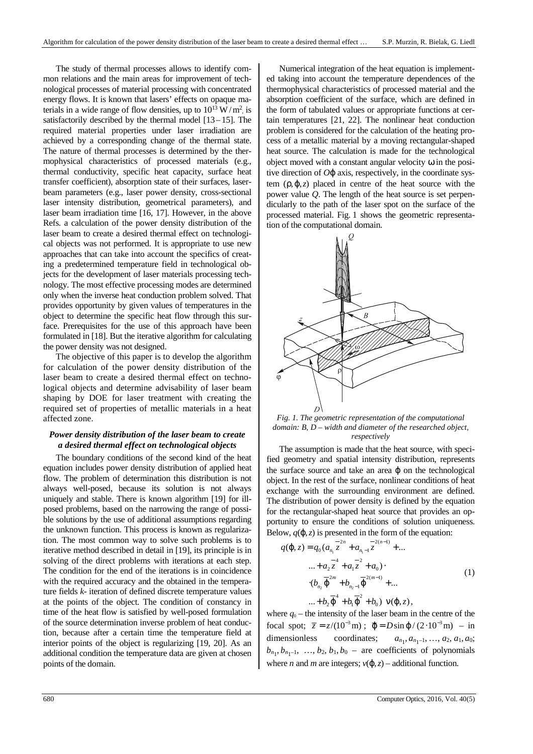The study of thermal processes allows to identify common relations and the main areas for improvement of technological processes of material processing with concentrated energy flows. It is known that lasers' effects on opaque materials in a wide range of flow densities, up to $10^{13}$ W/m², is satisfactorily described by the thermal model [13–15]. The required material properties under laser irradiation are achieved by a corresponding change of the thermal state. The nature of thermal processes is determined by the thermophysical characteristics of processed materials (e.g., thermal conductivity, specific heat capacity, surface heat transfer coefficient), absorption state of their surfaces, laser-beam parameters (e.g., laser power density, cross-sectional laser intensity distribution, geometrical parameters), and laser beam irradiation time [16, 17]. However, in the above Refs. a calculation of the power density distribution of the laser beam to create a desired thermal effect on technological objects was not performed. It is appropriate to use new approaches that can take into account the specifics of creating a predetermined temperature field in technological objects for the development of laser materials processing technology. The most effective processing modes are determined only when the inverse heat conduction problem solved. That provides opportunity by given values of temperatures in the object to determine the specific heat flow through this surface. Prerequisites for the use of this approach have been formulated in [18]. But the iterative algorithm for calculating the power density was not designed.

The objective of this paper is to develop the algorithm for calculation of the power density distribution of the laser beam to create a desired thermal effect on technological objects and determine advisability of laser beam shaping by DOE for laser treatment with creating the required set of properties of metallic materials in a heat affected zone.

### *Power density distribution of the laser beam to create a desired thermal effect on technological objects*

The boundary conditions of the second kind of the heat equation includes power density distribution of applied heat flow. The problem of determination this distribution is not always well-posed, because its solution is not always uniquely and stable. There is known algorithm [19] for ill-posed problems, based on the narrowing the range of possible solutions by the use of additional assumptions regarding the unknown function. This process is known as regularization. The most common way to solve such problems is to iterative method described in detail in [19], its principle is in solving of the direct problems with iterations at each step. The condition for the end of the iterations is in coincidence with the required accuracy and the obtained in the temperature fields *k*- iteration of defined discrete temperature values at the points of the object. The condition of constancy in time of the heat flow is satisfied by well-posed formulation of the source determination inverse problem of heat conduction, because after a certain time the temperature field at interior points of the object is regularizing [19, 20]. As an additional condition the temperature data are given at chosen points of the domain.

Numerical integration of the heat equation is implemented taking into account the temperature dependences of the thermophysical characteristics of processed material and the absorption coefficient of the surface, which are defined in the form of tabulated values or appropriate functions at certain temperatures [21, 22]. The nonlinear heat conduction problem is considered for the calculation of the heating process of a metallic material by a moving rectangular-shaped heat source. The calculation is made for the technological object moved with a constant angular velocity $\omega$ in the positive direction of $O\varphi$ axis, respectively, in the coordinate system $(\rho, \varphi, z)$ placed in centre of the heat source with the power value $Q$. The length of the heat source is set perpendicularly to the path of the laser spot on the surface of the processed material. Fig. 1 shows the geometric representation of the computational domain.

*Fig. 1. The geometric representation of the computational domain: B, D – width and diameter of the researched object, respectively*

The assumption is made that the heat source, with specified geometry and spatial intensity distribution, represents the surface source and take an area $\varphi$ on the technological object. In the rest of the surface, nonlinear conditions of heat exchange with the surrounding environment are defined. The distribution of power density is defined by the equation for the rectangular-shaped heat source that provides an opportunity to ensure the conditions of solution uniqueness. Below, $q(\varphi, z)$ is presented in the form of the equation:

$$
\begin{aligned}
q(\varphi, z) = q_0 (a_{n_1} \bar{z}^{2n} + a_{n_1-1} \bar{z}^{2(n-1)} + \ldots \\
\ldots + a_2 \bar{z}^4 + a_1 \bar{z}^2 + a_0) \cdot \\
\cdot (b_{n_2} \bar{\varphi}^{2m} + b_{n_2-1} \bar{\varphi}^{2(m-1)} + \ldots \\
\ldots + b_2 \bar{\varphi}^4 + b_1 \bar{\varphi}^2 + b_0) \; \nu(\varphi, z),
\end{aligned}
\tag{1}
$$

where $q_0$ – the intensity of the laser beam in the centre of the focal spot; $\bar{z} = z/(10^{-3}\,\text{m})$; $\bar{\varphi} = D \sin\varphi / (2 \cdot 10^{-3}\,\text{m})$ – in dimensionless coordinates; $a_{n_1}, a_{n_1-1}, \ldots, a_2, a_1, a_0$; $b_{n_1}, b_{n_1-1}, \ldots, b_2, b_1, b_0$ – are coefficients of polynomials where $n$ and $m$ are integers; $\nu(\varphi, z)$ – additional function.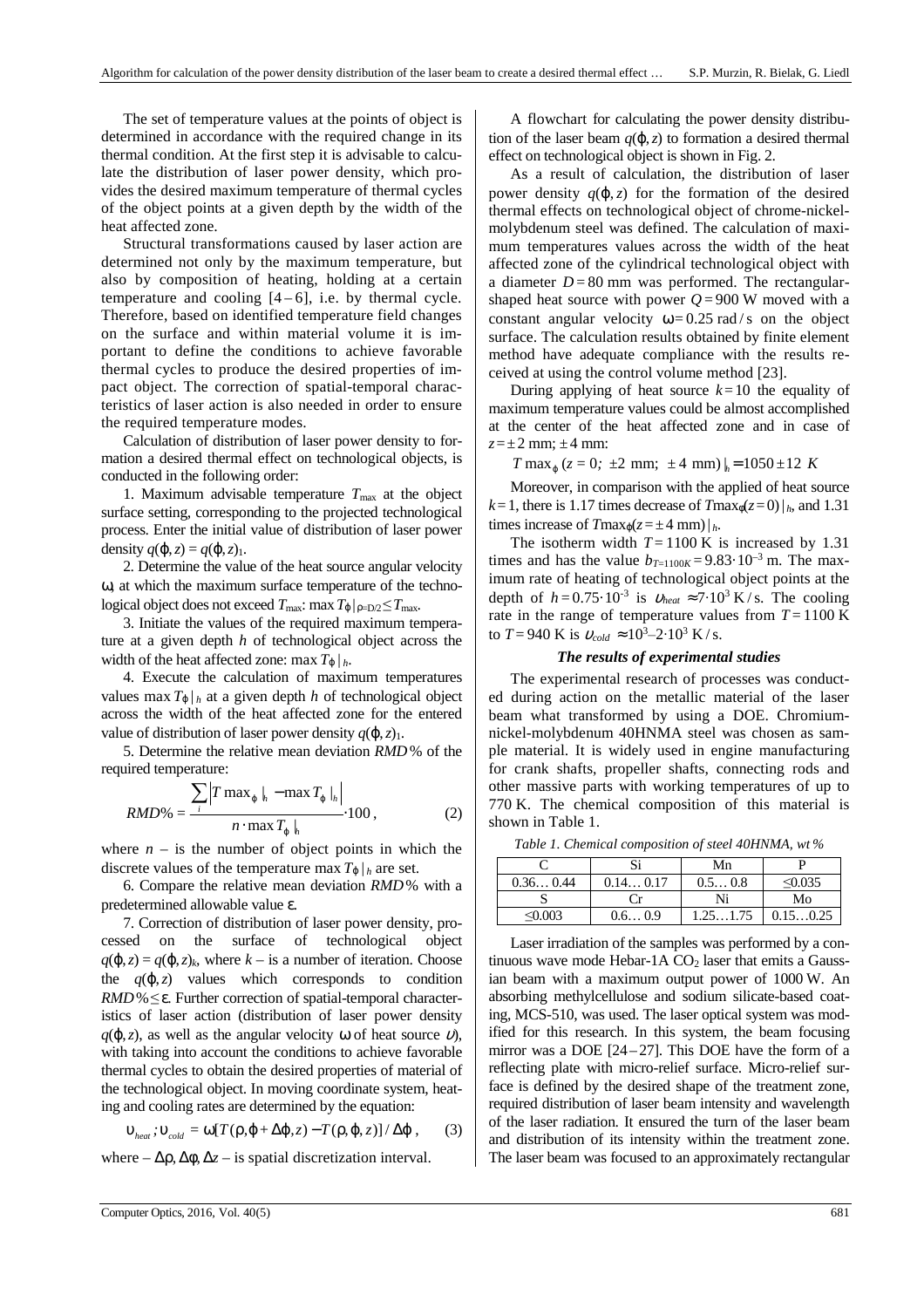The set of temperature values at the points of object is determined in accordance with the required change in its thermal condition. At the first step it is advisable to calculate the distribution of laser power density, which provides the desired maximum temperature of thermal cycles of the object points at a given depth by the width of the heat affected zone.

Structural transformations caused by laser action are determined not only by the maximum temperature, but also by composition of heating, holding at a certain temperature and cooling [4–6], i.e. by thermal cycle. Therefore, based on identified temperature field changes on the surface and within material volume it is important to define the conditions to achieve favorable thermal cycles to produce the desired properties of impact object. The correction of spatial-temporal characteristics of laser action is also needed in order to ensure the required temperature modes.

Calculation of distribution of laser power density to formation a desired thermal effect on technological objects, is conducted in the following order:

1. Maximum advisable temperature $T_{max}$ at the object surface setting, corresponding to the projected technological process. Enter the initial value of distribution of laser power density $q(\varphi, z) = q(\varphi, z)_1$.

2. Determine the value of the heat source angular velocity $\omega$, at which the maximum surface temperature of the technological object does not exceed $T_{max}$: $\max T_\varphi|_{\rho=D/2} \le T_{max}$.

3. Initiate the values of the required maximum temperature at a given depth $h$ of technological object across the width of the heat affected zone: $\max T_\varphi|_h$.

4. Execute the calculation of maximum temperatures values $\max T_\varphi|_h$ at a given depth $h$ of technological object across the width of the heat affected zone for the entered value of distribution of laser power density $q(\varphi, z)_1$.

5. Determine the relative mean deviation $RMD\%$ of the required temperature:

$$RMD\% = \frac{\sum_i \left| T\max_\varphi|_h - \max T_\varphi|_h \right|}{n \cdot \max T_\varphi|_h} \cdot 100\,, \qquad (2)$$

where $n$ – is the number of object points in which the discrete values of the temperature $\max T_\varphi|_h$ are set.

6. Compare the relative mean deviation $RMD\%$ with a predetermined allowable value $\varepsilon$.

7. Correction of distribution of laser power density, processed on the surface of technological object $q(\varphi, z) = q(\varphi, z)_k$, where $k$ – is a number of iteration. Choose the $q(\varphi, z)$ values which corresponds to condition $RMD\% \le \varepsilon$. Further correction of spatial-temporal characteristics of laser action (distribution of laser power density $q(\varphi, z)$, as well as the angular velocity $\omega$ of heat source $\upsilon$), with taking into account the conditions to achieve favorable thermal cycles to obtain the desired properties of material of the technological object. In moving coordinate system, heating and cooling rates are determined by the equation:

$$\upsilon_{heat}; \upsilon_{cold} = \omega[T(\rho, \varphi + \Delta\varphi, z) - T(\rho, \varphi, z)] / \Delta\varphi\,, \qquad (3)$$

where – $\Delta\rho$, $\Delta\varphi$, $\Delta z$ – is spatial discretization interval.

A flowchart for calculating the power density distribution of the laser beam $q(\varphi, z)$ to formation a desired thermal effect on technological object is shown in Fig. 2.

As a result of calculation, the distribution of laser power density $q(\varphi, z)$ for the formation of the desired thermal effects on technological object of chrome-nickel-molybdenum steel was defined. The calculation of maximum temperatures values across the width of the heat affected zone of the cylindrical technological object with a diameter $D = 80$ mm was performed. The rectangular-shaped heat source with power $Q = 900$ W moved with a constant angular velocity $\omega = 0.25$ rad/s on the object surface. The calculation results obtained by finite element method have adequate compliance with the results received at using the control volume method [23].

During applying of heat source $k = 10$ the equality of maximum temperature values could be almost accomplished at the center of the heat affected zone and in case of $z = \pm 2$ mm; $\pm 4$ mm:

$$T\max_\varphi(z = 0;\ \pm 2 \text{ mm};\ \pm 4 \text{ mm})|_h = 1050 \pm 12\ K$$

Moreover, in comparison with the applied of heat source $k = 1$, there is 1.17 times decrease of $T\max_\varphi(z = 0)|_h$, and 1.31 times increase of $T\max_\varphi(z = \pm 4 \text{ mm})|_h$.

The isotherm width $T = 1100$ K is increased by 1.31 times and has the value $b_{T=1100K} = 9.83 \cdot 10^{-3}$ m. The maximum rate of heating of technological object points at the depth of $h = 0.75 \cdot 10^{-3}$ is $\upsilon_{heat} \approx 7 \cdot 10^3$ K/s. The cooling rate in the range of temperature values from $T = 1100$ K to $T = 940$ K is $\upsilon_{cold} \approx 10^3$–$2 \cdot 10^3$ K/s.

### *The results of experimental studies*

The experimental research of processes was conducted during action on the metallic material of the laser beam what transformed by using a DOE. Chromium-nickel-molybdenum 40HNMA steel was chosen as sample material. It is widely used in engine manufacturing for crank shafts, propeller shafts, connecting rods and other massive parts with working temperatures of up to 770 K. The chemical composition of this material is shown in Table 1.

*Table 1. Chemical composition of steel 40HNMA, wt %*

| C | Si | Mn | P |
|---|---|---|---|
| 0.36… 0.44 | 0.14… 0.17 | 0.5… 0.8 | ≤0.035 |
| S | Cr | Ni | Mo |
| ≤0.003 | 0.6… 0.9 | 1.25…1.75 | 0.15…0.25 |

Laser irradiation of the samples was performed by a continuous wave mode Hebar-1A $CO_2$ laser that emits a Gaussian beam with a maximum output power of 1000 W. An absorbing methylcellulose and sodium silicate-based coating, MCS-510, was used. The laser optical system was modified for this research. In this system, the beam focusing mirror was a DOE [24–27]. This DOE have the form of a reflecting plate with micro-relief surface. Micro-relief surface is defined by the desired shape of the treatment zone, required distribution of laser beam intensity and wavelength of the laser radiation. It ensured the turn of the laser beam and distribution of its intensity within the treatment zone. The laser beam was focused to an approximately rectangular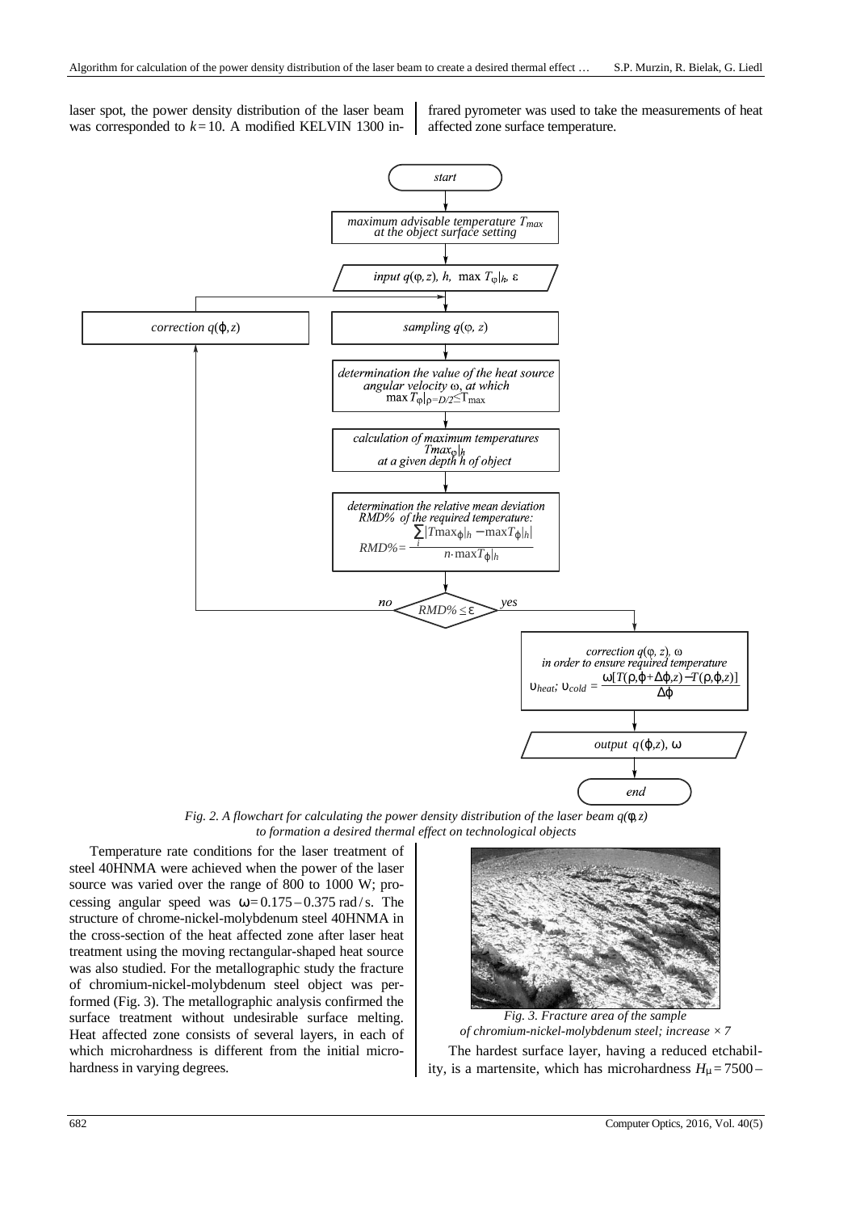laser spot, the power density distribution of the laser beam was corresponded to $k=10$. A modified KELVIN 1300 infrared pyrometer was used to take the measurements of heat affected zone surface temperature.

Fig. 2. A flowchart for calculating the power density distribution of the laser beam $q(\varphi, z)$ to formation a desired thermal effect on technological objects

Temperature rate conditions for the laser treatment of steel 40HNMA were achieved when the power of the laser source was varied over the range of 800 to 1000 W; processing angular speed was $\omega = 0.175 - 0.375$ rad/s. The structure of chrome-nickel-molybdenum steel 40HNMA in the cross-section of the heat affected zone after laser heat treatment using the moving rectangular-shaped heat source was also studied. For the metallographic study the fracture of chromium-nickel-molybdenum steel object was performed (Fig. 3). The metallographic analysis confirmed the surface treatment without undesirable surface melting. Heat affected zone consists of several layers, in each of which microhardness is different from the initial microhardness in varying degrees.

Fig. 3. Fracture area of the sample of chromium-nickel-molybdenum steel; increase × 7

The hardest surface layer, having a reduced etchability, is a martensite, which has microhardness $H_{\mu} = 7500 -$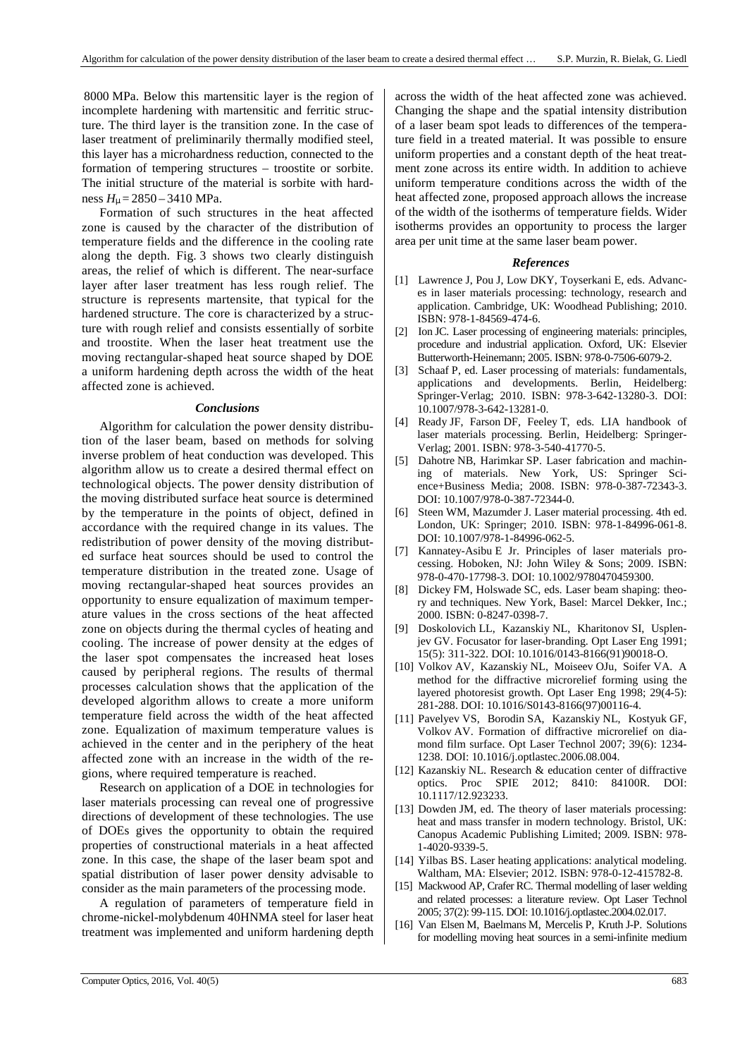8000 MPa. Below this martensitic layer is the region of incomplete hardening with martensitic and ferritic structure. The third layer is the transition zone. In the case of laser treatment of preliminarily thermally modified steel, this layer has a microhardness reduction, connected to the formation of tempering structures – troostite or sorbite. The initial structure of the material is sorbite with hardness $H_\mu = 2850 - 3410$ MPa.

Formation of such structures in the heat affected zone is caused by the character of the distribution of temperature fields and the difference in the cooling rate along the depth. Fig. 3 shows two clearly distinguish areas, the relief of which is different. The near-surface layer after laser treatment has less rough relief. The structure is represents martensite, that typical for the hardened structure. The core is characterized by a structure with rough relief and consists essentially of sorbite and troostite. When the laser heat treatment use the moving rectangular-shaped heat source shaped by DOE a uniform hardening depth across the width of the heat affected zone is achieved.

### *Conclusions*

Algorithm for calculation the power density distribution of the laser beam, based on methods for solving inverse problem of heat conduction was developed. This algorithm allow us to create a desired thermal effect on technological objects. The power density distribution of the moving distributed surface heat source is determined by the temperature in the points of object, defined in accordance with the required change in its values. The redistribution of power density of the moving distributed surface heat sources should be used to control the temperature distribution in the treated zone. Usage of moving rectangular-shaped heat sources provides an opportunity to ensure equalization of maximum temperature values in the cross sections of the heat affected zone on objects during the thermal cycles of heating and cooling. The increase of power density at the edges of the laser spot compensates the increased heat loses caused by peripheral regions. The results of thermal processes calculation shows that the application of the developed algorithm allows to create a more uniform temperature field across the width of the heat affected zone. Equalization of maximum temperature values is achieved in the center and in the periphery of the heat affected zone with an increase in the width of the regions, where required temperature is reached.

Research on application of a DOE in technologies for laser materials processing can reveal one of progressive directions of development of these technologies. The use of DOEs gives the opportunity to obtain the required properties of constructional materials in a heat affected zone. In this case, the shape of the laser beam spot and spatial distribution of laser power density advisable to consider as the main parameters of the processing mode.

A regulation of parameters of temperature field in chrome-nickel-molybdenum 40HNMA steel for laser heat treatment was implemented and uniform hardening depth across the width of the heat affected zone was achieved. Changing the shape and the spatial intensity distribution of a laser beam spot leads to differences of the temperature field in a treated material. It was possible to ensure uniform properties and a constant depth of the heat treatment zone across its entire width. In addition to achieve uniform temperature conditions across the width of the heat affected zone, proposed approach allows the increase of the width of the isotherms of temperature fields. Wider isotherms provides an opportunity to process the larger area per unit time at the same laser beam power.

### *References*

[1] Lawrence J, Pou J, Low DKY, Toyserkani E, eds. Advances in laser materials processing: technology, research and application. Cambridge, UK: Woodhead Publishing; 2010. ISBN: 978-1-84569-474-6.

[2] Ion JC. Laser processing of engineering materials: principles, procedure and industrial application. Oxford, UK: Elsevier Butterworth-Heinemann; 2005. ISBN: 978-0-7506-6079-2.

[3] Schaaf P, ed. Laser processing of materials: fundamentals, applications and developments. Berlin, Heidelberg: Springer-Verlag; 2010. ISBN: 978-3-642-13280-3. DOI: 10.1007/978-3-642-13281-0.

[4] Ready JF, Farson DF, Feeley T, eds. LIA handbook of laser materials processing. Berlin, Heidelberg: Springer-Verlag; 2001. ISBN: 978-3-540-41770-5.

[5] Dahotre NB, Harimkar SP. Laser fabrication and machining of materials. New York, US: Springer Science+Business Media; 2008. ISBN: 978-0-387-72343-3. DOI: 10.1007/978-0-387-72344-0.

[6] Steen WM, Mazumder J. Laser material processing. 4th ed. London, UK: Springer; 2010. ISBN: 978-1-84996-061-8. DOI: 10.1007/978-1-84996-062-5.

[7] Kannatey-Asibu E Jr. Principles of laser materials processing. Hoboken, NJ: John Wiley & Sons; 2009. ISBN: 978-0-470-17798-3. DOI: 10.1002/9780470459300.

[8] Dickey FM, Holswade SC, eds. Laser beam shaping: theory and techniques. New York, Basel: Marcel Dekker, Inc.; 2000. ISBN: 0-8247-0398-7.

[9] Doskolovich LL, Kazanskiy NL, Kharitonov SI, Usplenjev GV. Focusator for laser-branding. Opt Laser Eng 1991; 15(5): 311-322. DOI: 10.1016/0143-8166(91)90018-O.

[10] Volkov AV, Kazanskiy NL, Moiseev OJu, Soifer VA. A method for the diffractive microrelief forming using the layered photoresist growth. Opt Laser Eng 1998; 29(4-5): 281-288. DOI: 10.1016/S0143-8166(97)00116-4.

[11] Pavelyev VS, Borodin SA, Kazanskiy NL, Kostyuk GF, Volkov AV. Formation of diffractive microrelief on diamond film surface. Opt Laser Technol 2007; 39(6): 1234-1238. DOI: 10.1016/j.optlastec.2006.08.004.

[12] Kazanskiy NL. Research & education center of diffractive optics. Proc SPIE 2012; 8410: 84100R. DOI: 10.1117/12.923233.

[13] Dowden JM, ed. The theory of laser materials processing: heat and mass transfer in modern technology. Bristol, UK: Canopus Academic Publishing Limited; 2009. ISBN: 978-1-4020-9339-5.

[14] Yilbas BS. Laser heating applications: analytical modeling. Waltham, MA: Elsevier; 2012. ISBN: 978-0-12-415782-8.

[15] Mackwood AP, Crafer RC. Thermal modelling of laser welding and related processes: a literature review. Opt Laser Technol 2005; 37(2): 99-115. DOI: 10.1016/j.optlastec.2004.02.017.

[16] Van Elsen M, Baelmans M, Mercelis P, Kruth J-P. Solutions for modelling moving heat sources in a semi-infinite medium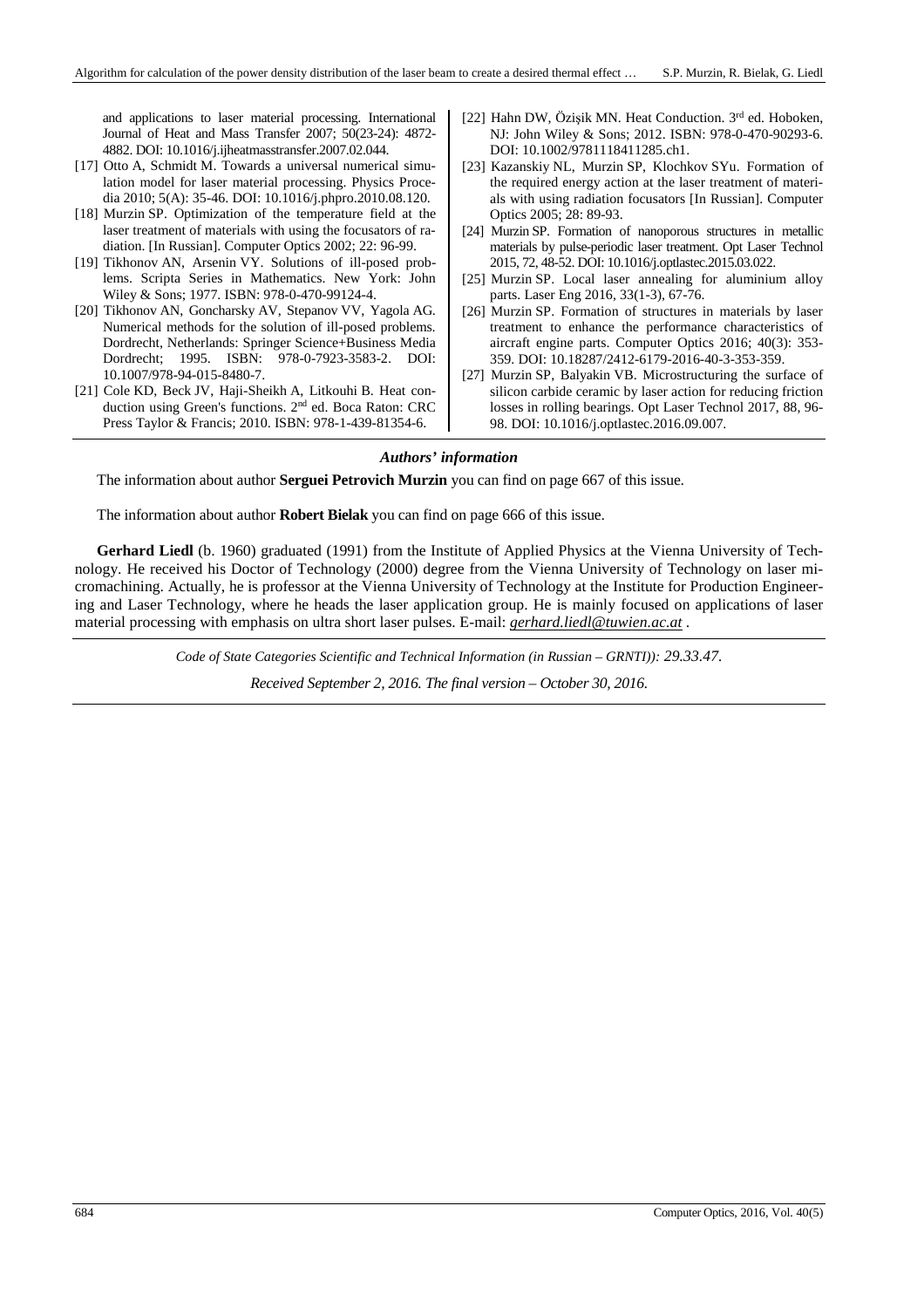and applications to laser material processing. International Journal of Heat and Mass Transfer 2007; 50(23-24): 4872-4882. DOI: 10.1016/j.ijheatmasstransfer.2007.02.044.

[17] Otto A, Schmidt M. Towards a universal numerical simulation model for laser material processing. Physics Procedia 2010; 5(A): 35-46. DOI: 10.1016/j.phpro.2010.08.120.

[18] Murzin SP. Optimization of the temperature field at the laser treatment of materials with using the focusators of radiation. [In Russian]. Computer Optics 2002; 22: 96-99.

[19] Tikhonov AN, Arsenin VY. Solutions of ill-posed problems. Scripta Series in Mathematics. New York: John Wiley & Sons; 1977. ISBN: 978-0-470-99124-4.

[20] Tikhonov AN, Goncharsky AV, Stepanov VV, Yagola AG. Numerical methods for the solution of ill-posed problems. Dordrecht, Netherlands: Springer Science+Business Media Dordrecht; 1995. ISBN: 978-0-7923-3583-2. DOI: 10.1007/978-94-015-8480-7.

[21] Cole KD, Beck JV, Haji-Sheikh A, Litkouhi B. Heat conduction using Green's functions. 2nd ed. Boca Raton: CRC Press Taylor & Francis; 2010. ISBN: 978-1-439-81354-6.

[22] Hahn DW, Özişik MN. Heat Conduction. 3rd ed. Hoboken, NJ: John Wiley & Sons; 2012. ISBN: 978-0-470-90293-6. DOI: 10.1002/9781118411285.ch1.

[23] Kazanskiy NL, Murzin SP, Klochkov SYu. Formation of the required energy action at the laser treatment of materials with using radiation focusators [In Russian]. Computer Optics 2005; 28: 89-93.

[24] Murzin SP. Formation of nanoporous structures in metallic materials by pulse-periodic laser treatment. Opt Laser Technol 2015, 72, 48-52. DOI: 10.1016/j.optlastec.2015.03.022.

[25] Murzin SP. Local laser annealing for aluminium alloy parts. Laser Eng 2016, 33(1-3), 67-76.

[26] Murzin SP. Formation of structures in materials by laser treatment to enhance the performance characteristics of aircraft engine parts. Computer Optics 2016; 40(3): 353-359. DOI: 10.18287/2412-6179-2016-40-3-353-359.

[27] Murzin SP, Balyakin VB. Microstructuring the surface of silicon carbide ceramic by laser action for reducing friction losses in rolling bearings. Opt Laser Technol 2017, 88, 96-98. DOI: 10.1016/j.optlastec.2016.09.007.

### *Authors' information*

The information about author **Serguei Petrovich Murzin** you can find on page 667 of this issue.

The information about author **Robert Bielak** you can find on page 666 of this issue.

**Gerhard Liedl** (b. 1960) graduated (1991) from the Institute of Applied Physics at the Vienna University of Technology. He received his Doctor of Technology (2000) degree from the Vienna University of Technology on laser micromachining. Actually, he is professor at the Vienna University of Technology at the Institute for Production Engineering and Laser Technology, where he heads the laser application group. He is mainly focused on applications of laser material processing with emphasis on ultra short laser pulses. E-mail: *gerhard.liedl@tuwien.ac.at* .

*Code of State Categories Scientific and Technical Information (in Russian – GRNTI)): 29.33.47.*

*Received September 2, 2016. The final version – October 30, 2016.*